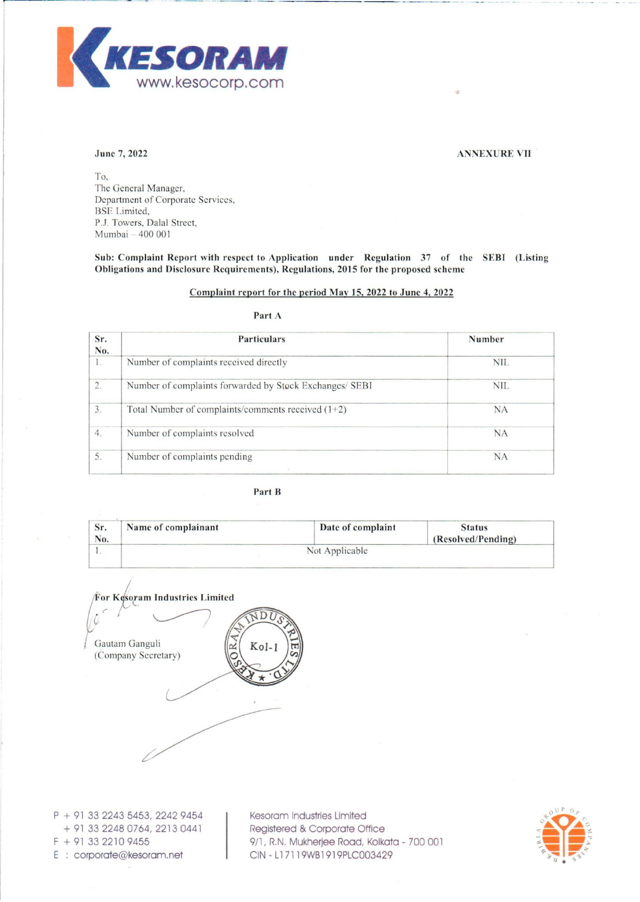KESORAM
www.kesocorp.com

June 7, 2022

**ANNEXURE VII**

To,
The General Manager,
Department of Corporate Services,
BSE Limited,
P.J. Towers, Dalal Street,
Mumbai – 400 001

**Sub: Complaint Report with respect to Application under Regulation 37 of the SEBI (Listing Obligations and Disclosure Requirements), Regulations, 2015 for the proposed scheme**

**Complaint report for the period May 15, 2022 to June 4, 2022**

**Part A**

| Sr. No. | Particulars | Number |
|---|---|---|
| 1. | Number of complaints received directly | NIL |
| 2. | Number of complaints forwarded by Stock Exchanges/ SEBI | NIL |
| 3. | Total Number of complaints/comments received (1+2) | NA |
| 4. | Number of complaints resolved | NA |
| 5. | Number of complaints pending | NA |

**Part B**

| Sr. No. | Name of complainant | Date of complaint | Status (Resolved/Pending) |
|---|---|---|---|
| 1. | Not Applicable | | |

**For Kesoram Industries Limited**

Gautam Ganguli
(Company Secretary)

Kesoram Industries Limited
Registered & Corporate Office
9/1, R.N. Mukherjee Road, Kolkata - 700 001
CIN - L17119WB1919PLC003429

P + 91 33 2243 5453, 2242 9454
+ 91 33 2248 0764, 2213 0441
F + 91 33 2210 9455
E : corporate@kesoram.net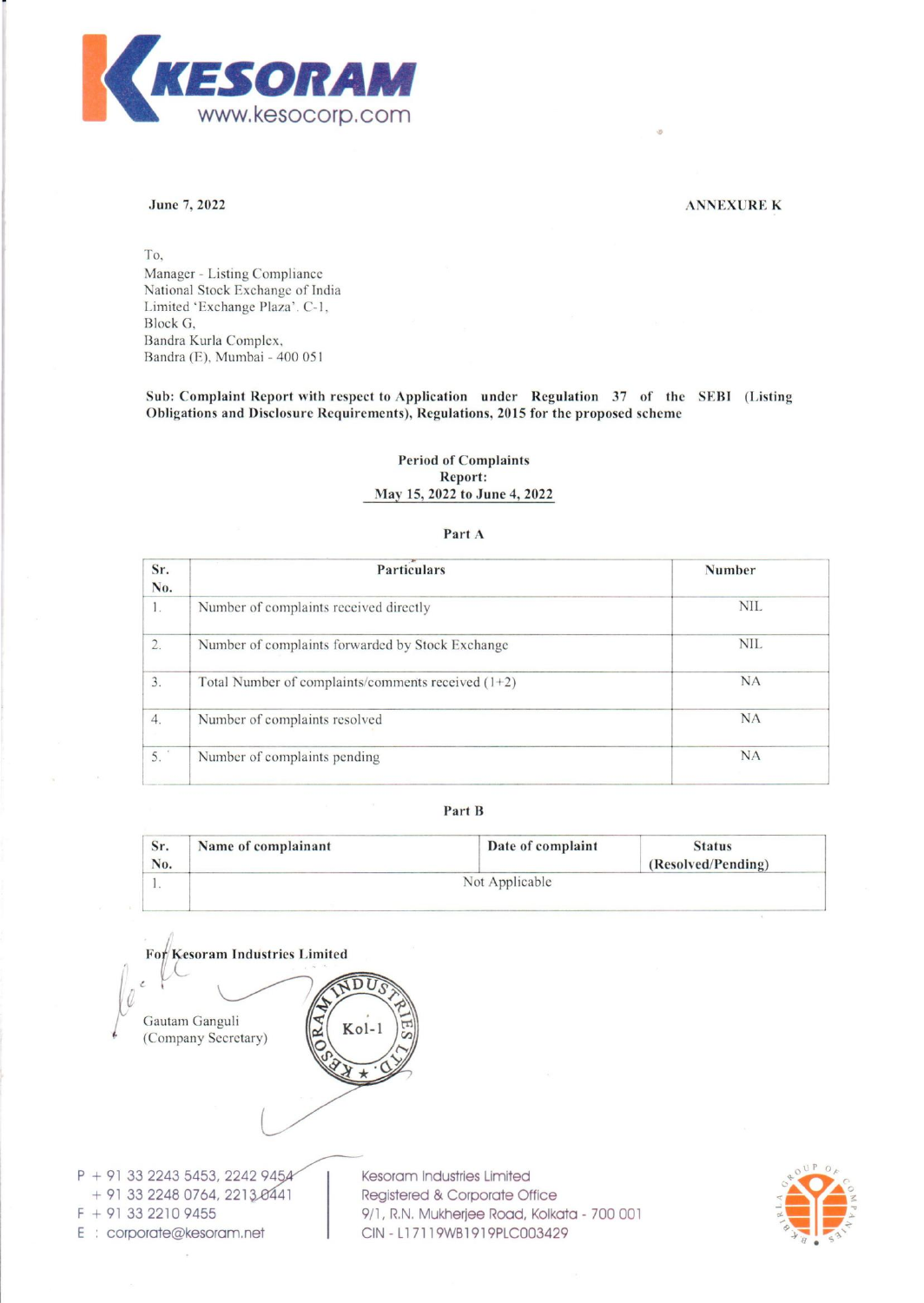**KESORAM**
www.kesocorp.com

June 7, 2022 **ANNEXURE K**

To,
Manager - Listing Compliance
National Stock Exchange of India
Limited 'Exchange Plaza'. C-1,
Block G,
Bandra Kurla Complex,
Bandra (E), Mumbai - 400 051

**Sub: Complaint Report with respect to Application under Regulation 37 of the SEBI (Listing Obligations and Disclosure Requirements), Regulations, 2015 for the proposed scheme**

**Period of Complaints Report:**
**May 15, 2022 to June 4, 2022**

**Part A**

| Sr. No. | Particulars | Number |
|---|---|---|
| 1. | Number of complaints received directly | NIL |
| 2. | Number of complaints forwarded by Stock Exchange | NIL |
| 3. | Total Number of complaints/comments received (1+2) | NA |
| 4. | Number of complaints resolved | NA |
| 5. | Number of complaints pending | NA |

**Part B**

| Sr. No. | Name of complainant | Date of complaint | Status (Resolved/Pending) |
|---|---|---|---|
| 1. | Not Applicable | | |

**For Kesoram Industries Limited**

Gautam Ganguli
(Company Secretary)

P + 91 33 2243 5453, 2242 9454
+ 91 33 2248 0764, 2213 0441
F + 91 33 2210 9455
E : corporate@kesoram.net

Kesoram Industries Limited
Registered & Corporate Office
9/1, R.N. Mukherjee Road, Kolkata - 700 001
CIN - L17119WB1919PLC003429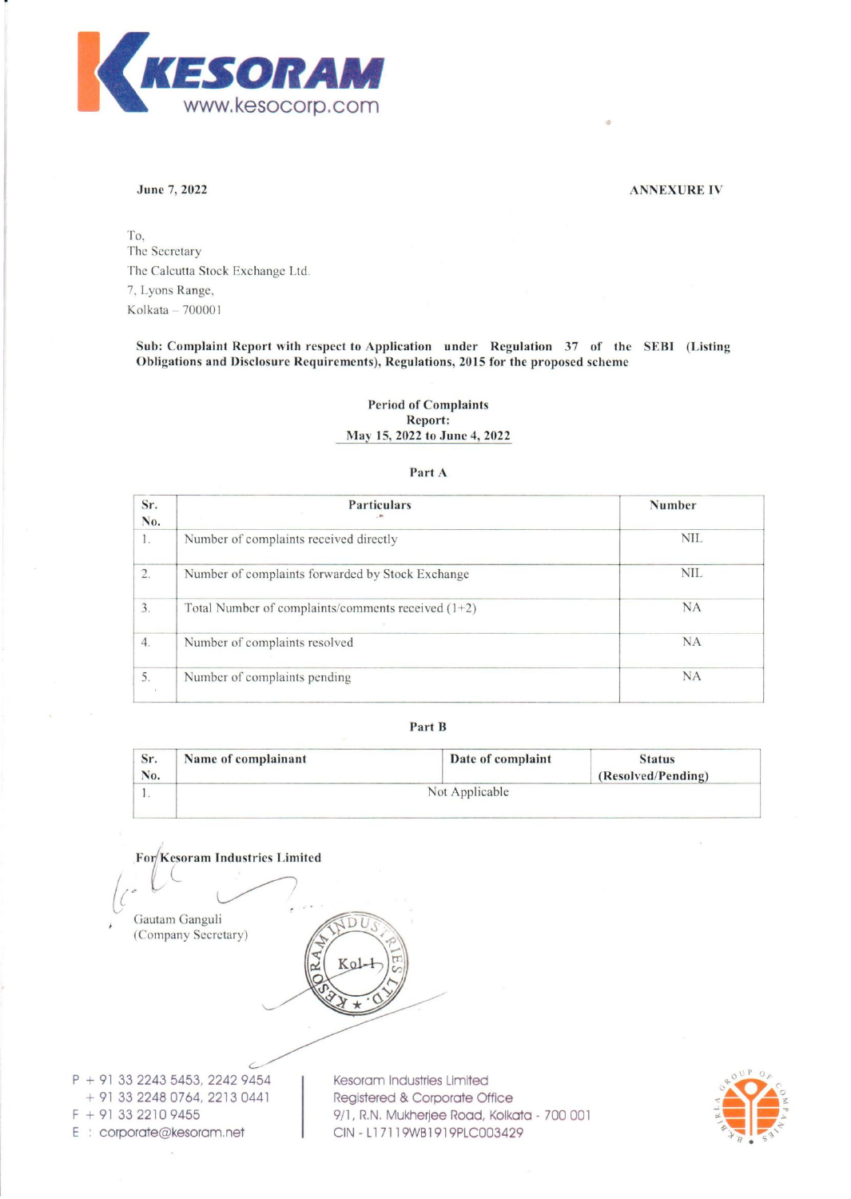KESORAM
www.kesocorp.com

June 7, 2022

**ANNEXURE IV**

To,
The Secretary
The Calcutta Stock Exchange Ltd.
7, Lyons Range,
Kolkata – 700001

**Sub: Complaint Report with respect to Application under Regulation 37 of the SEBI (Listing Obligations and Disclosure Requirements), Regulations, 2015 for the proposed scheme**

**Period of Complaints Report:**
**May 15, 2022 to June 4, 2022**

**Part A**

| Sr. No. | Particulars | Number |
|---|---|---|
| 1. | Number of complaints received directly | NIL |
| 2. | Number of complaints forwarded by Stock Exchange | NIL |
| 3. | Total Number of complaints/comments received (1+2) | NA |
| 4. | Number of complaints resolved | NA |
| 5. | Number of complaints pending | NA |

**Part B**

| Sr. No. | Name of complainant | Date of complaint | Status (Resolved/Pending) |
|---|---|---|---|
| 1. | Not Applicable | | |

**For Kesoram Industries Limited**

Gautam Ganguli
(Company Secretary)

P + 91 33 2243 5453, 2242 9454
+ 91 33 2248 0764, 2213 0441
F + 91 33 2210 9455
E : corporate@kesoram.net

Kesoram Industries Limited
Registered & Corporate Office
9/1, R.N. Mukherjee Road, Kolkata - 700 001
CIN - L17119WB1919PLC003429